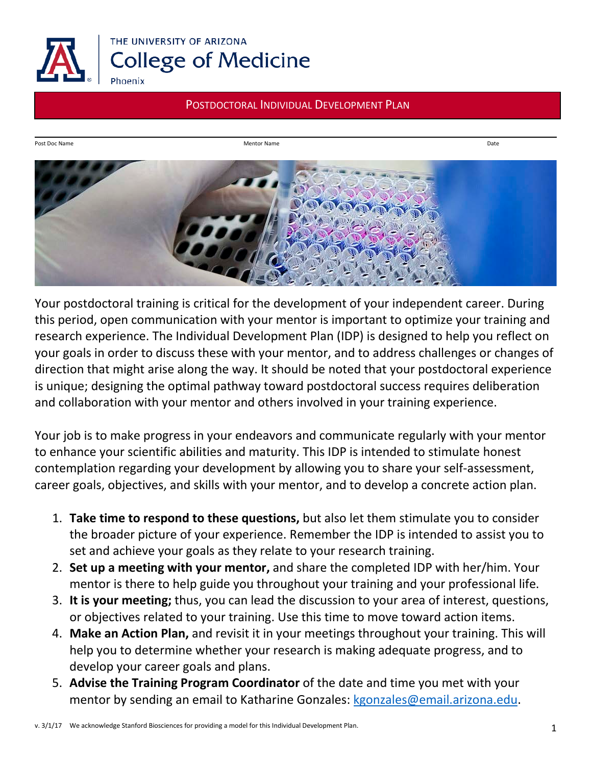THE UNIVERSITY OF ARIZONA
College of Medicine
Phoenix

# POSTDOCTORAL INDIVIDUAL DEVELOPMENT PLAN

| Post Doc Name | Mentor Name | Date |
|---|---|---|

Your postdoctoral training is critical for the development of your independent career. During this period, open communication with your mentor is important to optimize your training and research experience. The Individual Development Plan (IDP) is designed to help you reflect on your goals in order to discuss these with your mentor, and to address challenges or changes of direction that might arise along the way. It should be noted that your postdoctoral experience is unique; designing the optimal pathway toward postdoctoral success requires deliberation and collaboration with your mentor and others involved in your training experience.

Your job is to make progress in your endeavors and communicate regularly with your mentor to enhance your scientific abilities and maturity. This IDP is intended to stimulate honest contemplation regarding your development by allowing you to share your self-assessment, career goals, objectives, and skills with your mentor, and to develop a concrete action plan.

1. **Take time to respond to these questions,** but also let them stimulate you to consider the broader picture of your experience. Remember the IDP is intended to assist you to set and achieve your goals as they relate to your research training.
2. **Set up a meeting with your mentor,** and share the completed IDP with her/him. Your mentor is there to help guide you throughout your training and your professional life.
3. **It is your meeting;** thus, you can lead the discussion to your area of interest, questions, or objectives related to your training. Use this time to move toward action items.
4. **Make an Action Plan,** and revisit it in your meetings throughout your training. This will help you to determine whether your research is making adequate progress, and to develop your career goals and plans.
5. **Advise the Training Program Coordinator** of the date and time you met with your mentor by sending an email to Katharine Gonzales: kgonzales@email.arizona.edu.

v. 3/1/17 We acknowledge Stanford Biosciences for providing a model for this Individual Development Plan.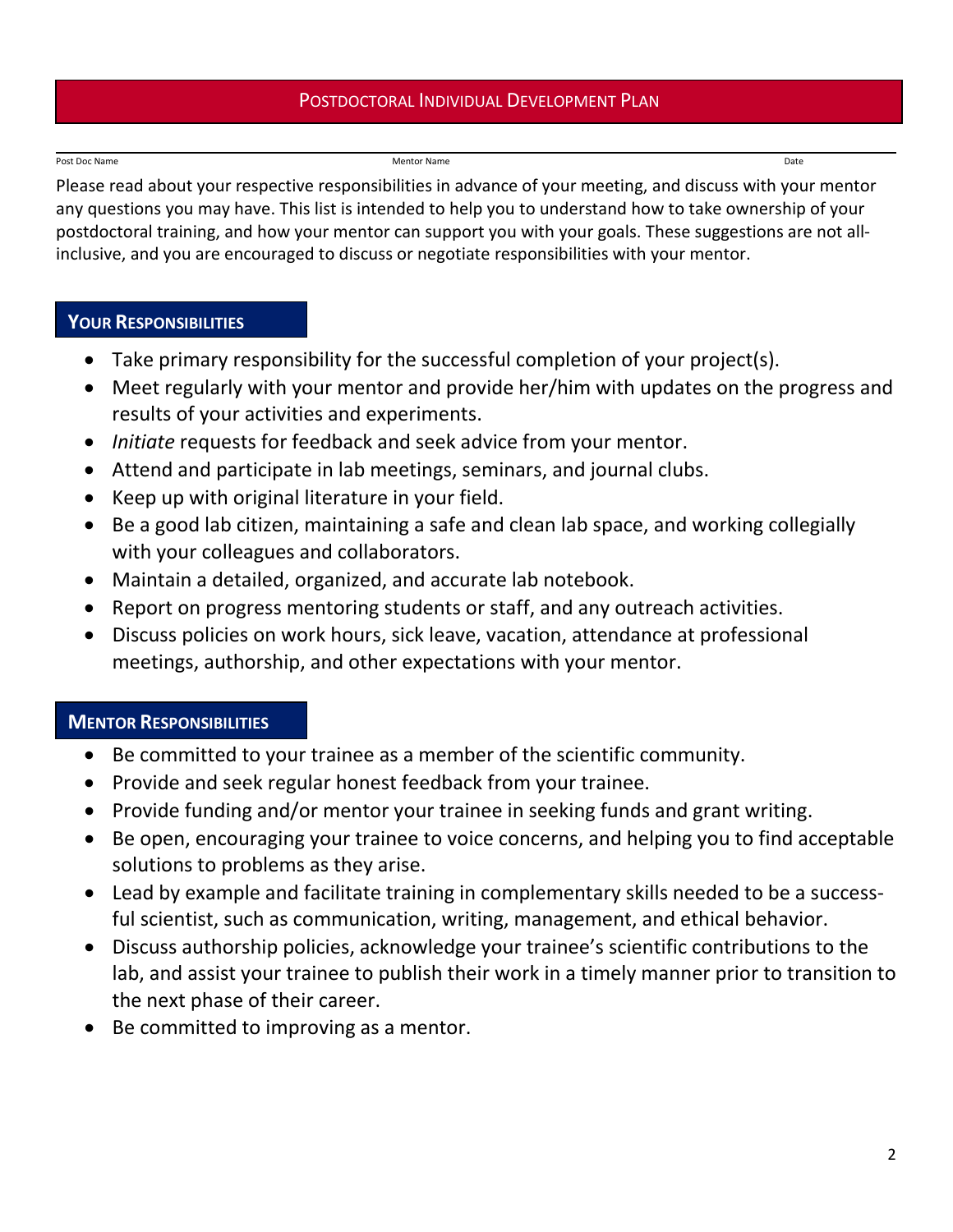# Postdoctoral Individual Development Plan

Post Doc Name | Mentor Name | Date

Please read about your respective responsibilities in advance of your meeting, and discuss with your mentor any questions you may have. This list is intended to help you to understand how to take ownership of your postdoctoral training, and how your mentor can support you with your goals. These suggestions are not all-inclusive, and you are encouraged to discuss or negotiate responsibilities with your mentor.

## Your Responsibilities

- Take primary responsibility for the successful completion of your project(s).
- Meet regularly with your mentor and provide her/him with updates on the progress and results of your activities and experiments.
- *Initiate* requests for feedback and seek advice from your mentor.
- Attend and participate in lab meetings, seminars, and journal clubs.
- Keep up with original literature in your field.
- Be a good lab citizen, maintaining a safe and clean lab space, and working collegially with your colleagues and collaborators.
- Maintain a detailed, organized, and accurate lab notebook.
- Report on progress mentoring students or staff, and any outreach activities.
- Discuss policies on work hours, sick leave, vacation, attendance at professional meetings, authorship, and other expectations with your mentor.

## Mentor Responsibilities

- Be committed to your trainee as a member of the scientific community.
- Provide and seek regular honest feedback from your trainee.
- Provide funding and/or mentor your trainee in seeking funds and grant writing.
- Be open, encouraging your trainee to voice concerns, and helping you to find acceptable solutions to problems as they arise.
- Lead by example and facilitate training in complementary skills needed to be a successful scientist, such as communication, writing, management, and ethical behavior.
- Discuss authorship policies, acknowledge your trainee's scientific contributions to the lab, and assist your trainee to publish their work in a timely manner prior to transition to the next phase of their career.
- Be committed to improving as a mentor.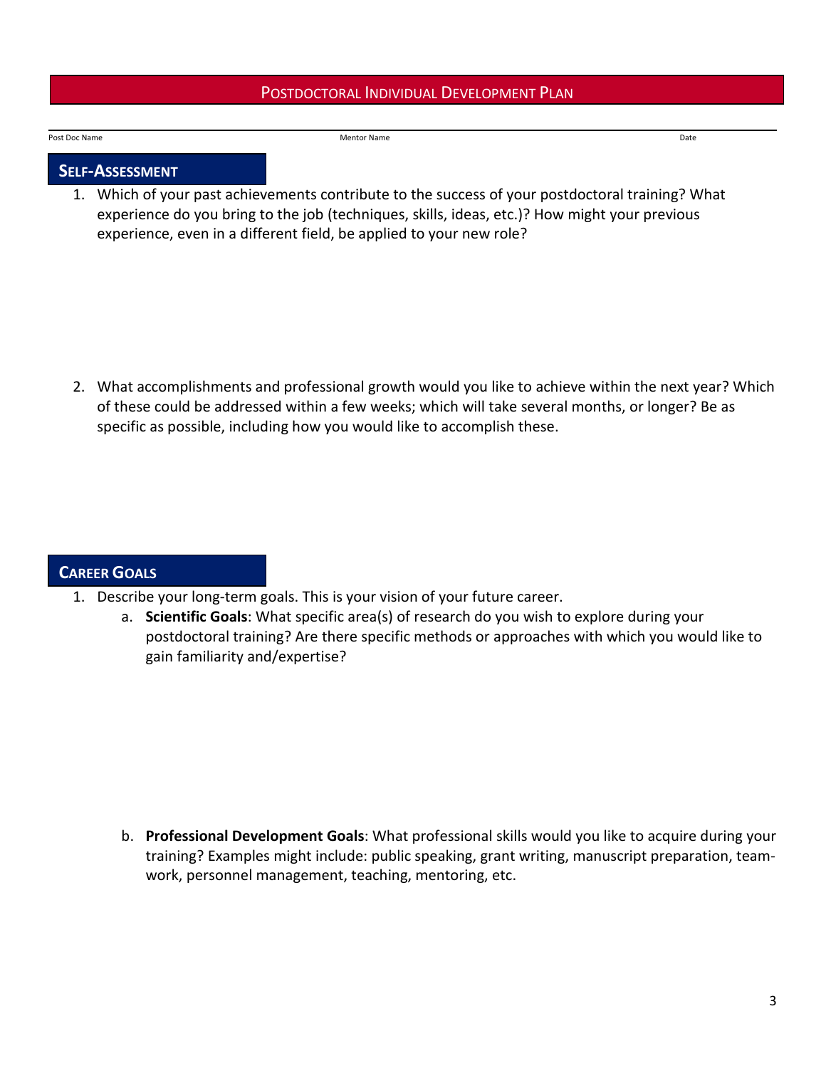# Postdoctoral Individual Development Plan

Post Doc Name | Mentor Name | Date

## Self-Assessment

1. Which of your past achievements contribute to the success of your postdoctoral training? What experience do you bring to the job (techniques, skills, ideas, etc.)? How might your previous experience, even in a different field, be applied to your new role?

2. What accomplishments and professional growth would you like to achieve within the next year? Which of these could be addressed within a few weeks; which will take several months, or longer? Be as specific as possible, including how you would like to accomplish these.

## Career Goals

1. Describe your long-term goals. This is your vision of your future career.
   a. **Scientific Goals**: What specific area(s) of research do you wish to explore during your postdoctoral training? Are there specific methods or approaches with which you would like to gain familiarity and/expertise?

   b. **Professional Development Goals**: What professional skills would you like to acquire during your training? Examples might include: public speaking, grant writing, manuscript preparation, team-work, personnel management, teaching, mentoring, etc.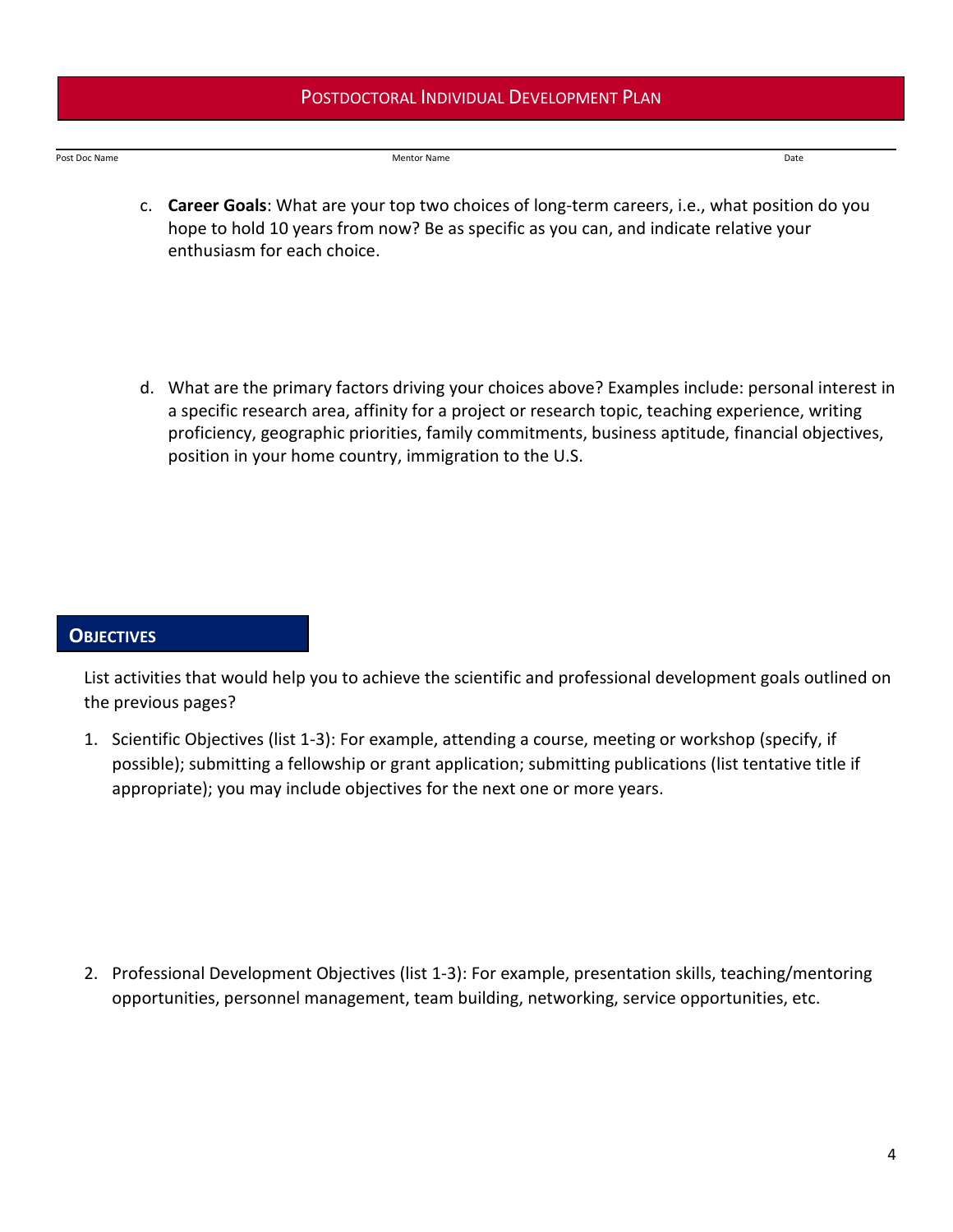Post Doc Name | Mentor Name | Date

c. **Career Goals**: What are your top two choices of long-term careers, i.e., what position do you hope to hold 10 years from now? Be as specific as you can, and indicate relative your enthusiasm for each choice.

d. What are the primary factors driving your choices above? Examples include: personal interest in a specific research area, affinity for a project or research topic, teaching experience, writing proficiency, geographic priorities, family commitments, business aptitude, financial objectives, position in your home country, immigration to the U.S.

## Objectives

List activities that would help you to achieve the scientific and professional development goals outlined on the previous pages?

1. Scientific Objectives (list 1-3): For example, attending a course, meeting or workshop (specify, if possible); submitting a fellowship or grant application; submitting publications (list tentative title if appropriate); you may include objectives for the next one or more years.

2. Professional Development Objectives (list 1-3): For example, presentation skills, teaching/mentoring opportunities, personnel management, team building, networking, service opportunities, etc.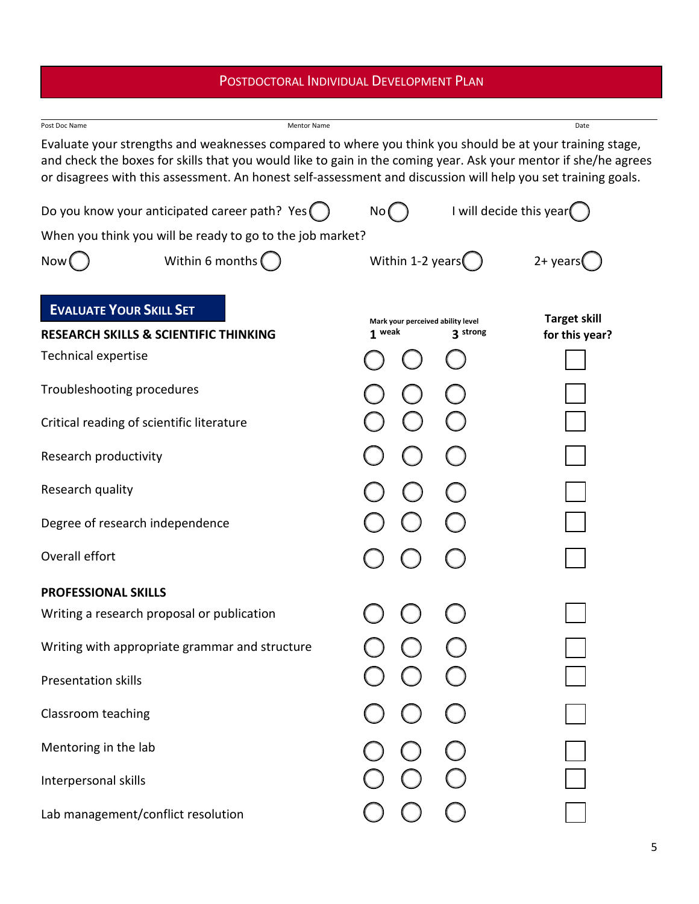# Postdoctoral Individual Development Plan

| Post Doc Name | Mentor Name | Date |
|---|---|---|
| | | |

Evaluate your strengths and weaknesses compared to where you think you should be at your training stage, and check the boxes for skills that you would like to gain in the coming year. Ask your mentor if she/he agrees or disagrees with this assessment. An honest self-assessment and discussion will help you set training goals.

Do you know your anticipated career path? Yes ◯ No ◯ I will decide this year ◯

When you think you will be ready to go to the job market?

Now ◯ Within 6 months ◯ Within 1-2 years ◯ 2+ years ◯

## Evaluate Your Skill Set

Mark your perceived ability level: 1 weak – 3 strong

| **RESEARCH SKILLS & SCIENTIFIC THINKING** | 1 weak | 2 | 3 strong | Target skill for this year? |
|---|---|---|---|---|
| Technical expertise | ◯ | ◯ | ◯ | ☐ |
| Troubleshooting procedures | ◯ | ◯ | ◯ | ☐ |
| Critical reading of scientific literature | ◯ | ◯ | ◯ | ☐ |
| Research productivity | ◯ | ◯ | ◯ | ☐ |
| Research quality | ◯ | ◯ | ◯ | ☐ |
| Degree of research independence | ◯ | ◯ | ◯ | ☐ |
| Overall effort | ◯ | ◯ | ◯ | ☐ |
| **PROFESSIONAL SKILLS** | | | | |
| Writing a research proposal or publication | ◯ | ◯ | ◯ | ☐ |
| Writing with appropriate grammar and structure | ◯ | ◯ | ◯ | ☐ |
| Presentation skills | ◯ | ◯ | ◯ | ☐ |
| Classroom teaching | ◯ | ◯ | ◯ | ☐ |
| Mentoring in the lab | ◯ | ◯ | ◯ | ☐ |
| Interpersonal skills | ◯ | ◯ | ◯ | ☐ |
| Lab management/conflict resolution | ◯ | ◯ | ◯ | ☐ |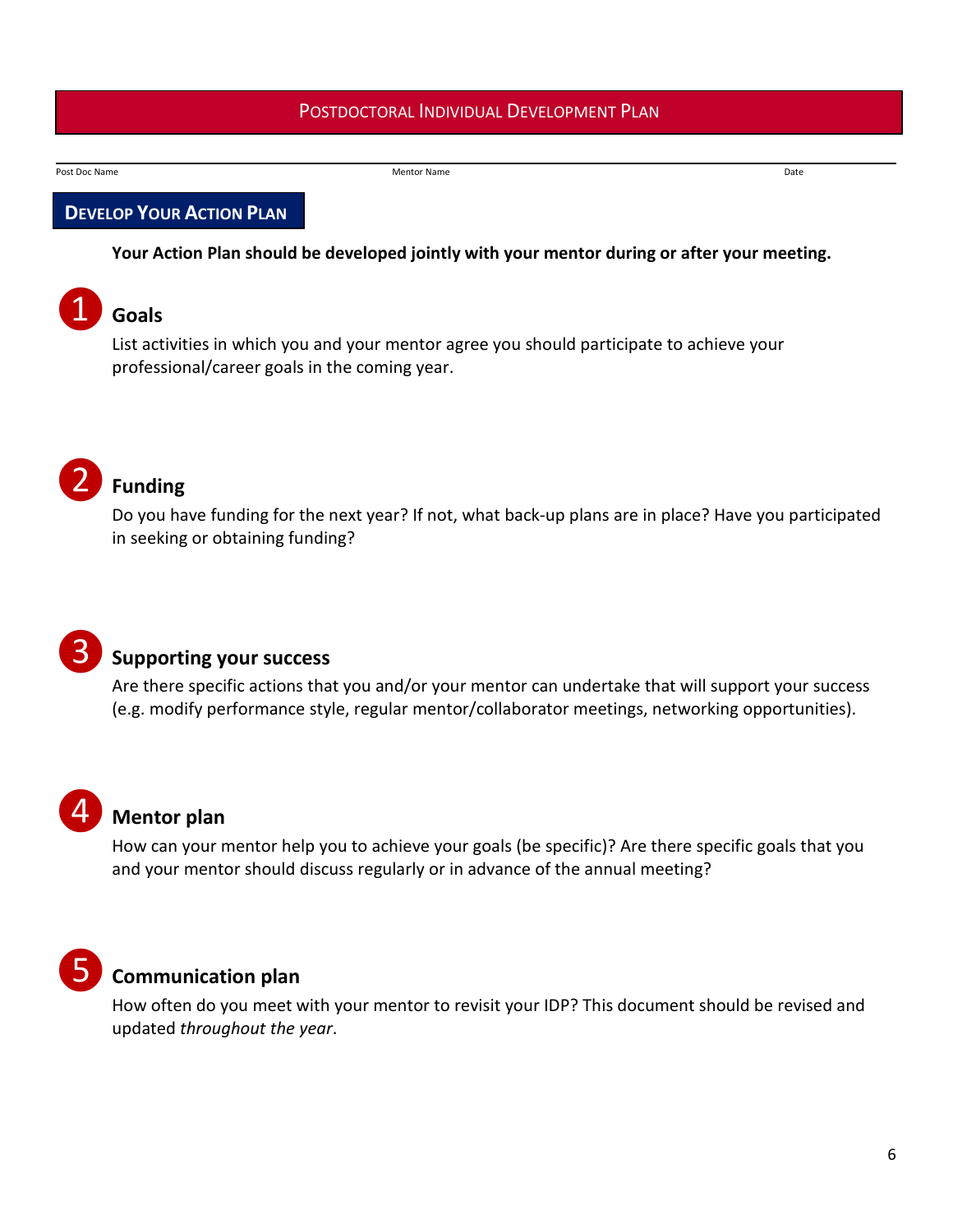# Postdoctoral Individual Development Plan

Post Doc Name | Mentor Name | Date

## Develop Your Action Plan

**Your Action Plan should be developed jointly with your mentor during or after your meeting.**

### 1 Goals

List activities in which you and your mentor agree you should participate to achieve your professional/career goals in the coming year.

### 2 Funding

Do you have funding for the next year? If not, what back-up plans are in place? Have you participated in seeking or obtaining funding?

### 3 Supporting your success

Are there specific actions that you and/or your mentor can undertake that will support your success (e.g. modify performance style, regular mentor/collaborator meetings, networking opportunities).

### 4 Mentor plan

How can your mentor help you to achieve your goals (be specific)? Are there specific goals that you and your mentor should discuss regularly or in advance of the annual meeting?

### 5 Communication plan

How often do you meet with your mentor to revisit your IDP? This document should be revised and updated *throughout the year*.